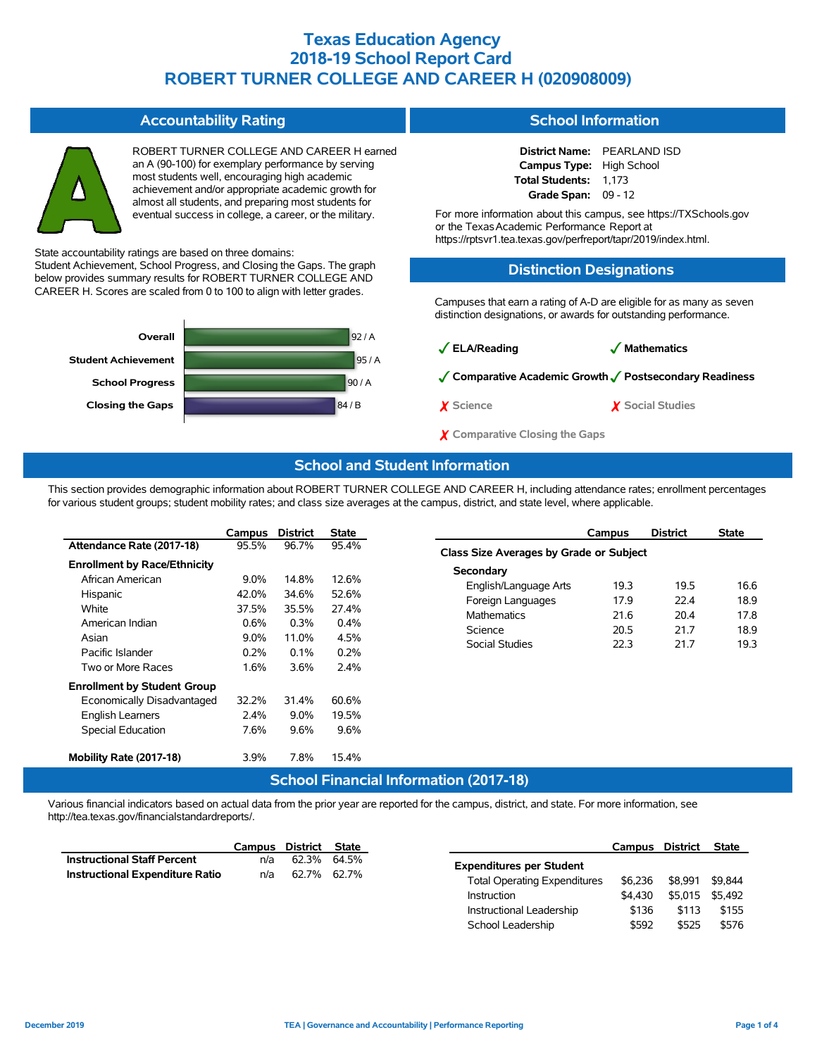# Texas Education Agency
# 2018-19 School Report Card
# ROBERT TURNER COLLEGE AND CAREER H (020908009)

## Accountability Rating

ROBERT TURNER COLLEGE AND CAREER H earned an A (90-100) for exemplary performance by serving most students well, encouraging high academic achievement and/or appropriate academic growth for almost all students, and preparing most students for eventual success in college, a career, or the military.

State accountability ratings are based on three domains: Student Achievement, School Progress, and Closing the Gaps. The graph below provides summary results for ROBERT TURNER COLLEGE AND CAREER H. Scores are scaled from 0 to 100 to align with letter grades.

| Domain | Score / Grade |
|---|---|
| Overall | 92 / A |
| Student Achievement | 95 / A |
| School Progress | 90 / A |
| Closing the Gaps | 84 / B |

## School Information

**District Name:** PEARLAND ISD
**Campus Type:** High School
**Total Students:** 1,173
**Grade Span:** 09 - 12

For more information about this campus, see https://TXSchools.gov or the Texas Academic Performance Report at https://rptsvr1.tea.texas.gov/perfreport/tapr/2019/index.html.

## Distinction Designations

Campuses that earn a rating of A-D are eligible for as many as seven distinction designations, or awards for outstanding performance.

- ✓ ELA/Reading
- ✓ Mathematics
- ✓ Comparative Academic Growth
- ✓ Postsecondary Readiness
- ✗ Science
- ✗ Social Studies
- ✗ Comparative Closing the Gaps

## School and Student Information

This section provides demographic information about ROBERT TURNER COLLEGE AND CAREER H, including attendance rates; enrollment percentages for various student groups; student mobility rates; and class size averages at the campus, district, and state level, where applicable.

| | Campus | District | State |
|---|---|---|---|
| **Attendance Rate (2017-18)** | 95.5% | 96.7% | 95.4% |
| **Enrollment by Race/Ethnicity** | | | |
| African American | 9.0% | 14.8% | 12.6% |
| Hispanic | 42.0% | 34.6% | 52.6% |
| White | 37.5% | 35.5% | 27.4% |
| American Indian | 0.6% | 0.3% | 0.4% |
| Asian | 9.0% | 11.0% | 4.5% |
| Pacific Islander | 0.2% | 0.1% | 0.2% |
| Two or More Races | 1.6% | 3.6% | 2.4% |
| **Enrollment by Student Group** | | | |
| Economically Disadvantaged | 32.2% | 31.4% | 60.6% |
| English Learners | 2.4% | 9.0% | 19.5% |
| Special Education | 7.6% | 9.6% | 9.6% |
| **Mobility Rate (2017-18)** | 3.9% | 7.8% | 15.4% |

| | Campus | District | State |
|---|---|---|---|
| **Class Size Averages by Grade or Subject** | | | |
| **Secondary** | | | |
| English/Language Arts | 19.3 | 19.5 | 16.6 |
| Foreign Languages | 17.9 | 22.4 | 18.9 |
| Mathematics | 21.6 | 20.4 | 17.8 |
| Science | 20.5 | 21.7 | 18.9 |
| Social Studies | 22.3 | 21.7 | 19.3 |

## School Financial Information (2017-18)

Various financial indicators based on actual data from the prior year are reported for the campus, district, and state. For more information, see http://tea.texas.gov/financialstandardreports/.

| | Campus | District | State |
|---|---|---|---|
| **Instructional Staff Percent** | n/a | 62.3% | 64.5% |
| **Instructional Expenditure Ratio** | n/a | 62.7% | 62.7% |

| | Campus | District | State |
|---|---|---|---|
| **Expenditures per Student** | | | |
| Total Operating Expenditures | $6,236 | $8,991 | $9,844 |
| Instruction | $4,430 | $5,015 | $5,492 |
| Instructional Leadership | $136 | $113 | $155 |
| School Leadership | $592 | $525 | $576 |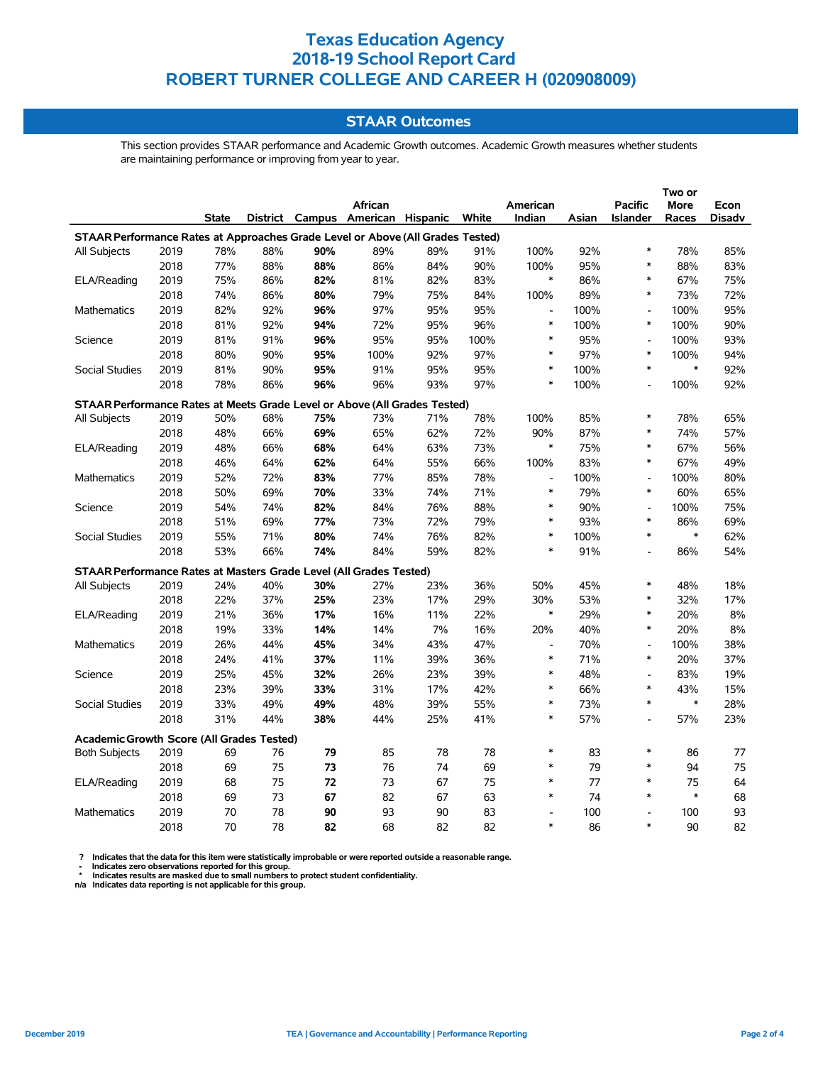# Texas Education Agency
# 2018-19 School Report Card
# ROBERT TURNER COLLEGE AND CAREER H (020908009)

## STAAR Outcomes

This section provides STAAR performance and Academic Growth outcomes. Academic Growth measures whether students are maintaining performance or improving from year to year.

| | | State | District | Campus | African American | Hispanic | White | American Indian | Asian | Pacific Islander | Two or More Races | Econ Disadv |
|---|---|---|---|---|---|---|---|---|---|---|---|---|
| **STAAR Performance Rates at Approaches Grade Level or Above (All Grades Tested)** | | | | | | | | | | | | |
| All Subjects | 2019 | 78% | 88% | **90%** | 89% | 89% | 91% | 100% | 92% | * | 78% | 85% |
| | 2018 | 77% | 88% | **88%** | 86% | 84% | 90% | 100% | 95% | * | 88% | 83% |
| ELA/Reading | 2019 | 75% | 86% | **82%** | 81% | 82% | 83% | * | 86% | * | 67% | 75% |
| | 2018 | 74% | 86% | **80%** | 79% | 75% | 84% | 100% | 89% | * | 73% | 72% |
| Mathematics | 2019 | 82% | 92% | **96%** | 97% | 95% | 95% | - | 100% | - | 100% | 95% |
| | 2018 | 81% | 92% | **94%** | 72% | 95% | 96% | * | 100% | * | 100% | 90% |
| Science | 2019 | 81% | 91% | **96%** | 95% | 95% | 100% | * | 95% | - | 100% | 93% |
| | 2018 | 80% | 90% | **95%** | 100% | 92% | 97% | * | 97% | * | 100% | 94% |
| Social Studies | 2019 | 81% | 90% | **95%** | 91% | 95% | 95% | * | 100% | * | * | 92% |
| | 2018 | 78% | 86% | **96%** | 96% | 93% | 97% | * | 100% | - | 100% | 92% |
| **STAAR Performance Rates at Meets Grade Level or Above (All Grades Tested)** | | | | | | | | | | | | |
| All Subjects | 2019 | 50% | 68% | **75%** | 73% | 71% | 78% | 100% | 85% | * | 78% | 65% |
| | 2018 | 48% | 66% | **69%** | 65% | 62% | 72% | 90% | 87% | * | 74% | 57% |
| ELA/Reading | 2019 | 48% | 66% | **68%** | 64% | 63% | 73% | * | 75% | * | 67% | 56% |
| | 2018 | 46% | 64% | **62%** | 64% | 55% | 66% | 100% | 83% | * | 67% | 49% |
| Mathematics | 2019 | 52% | 72% | **83%** | 77% | 85% | 78% | - | 100% | - | 100% | 80% |
| | 2018 | 50% | 69% | **70%** | 33% | 74% | 71% | * | 79% | * | 60% | 65% |
| Science | 2019 | 54% | 74% | **82%** | 84% | 76% | 88% | * | 90% | - | 100% | 75% |
| | 2018 | 51% | 69% | **77%** | 73% | 72% | 79% | * | 93% | * | 86% | 69% |
| Social Studies | 2019 | 55% | 71% | **80%** | 74% | 76% | 82% | * | 100% | * | * | 62% |
| | 2018 | 53% | 66% | **74%** | 84% | 59% | 82% | * | 91% | - | 86% | 54% |
| **STAAR Performance Rates at Masters Grade Level (All Grades Tested)** | | | | | | | | | | | | |
| All Subjects | 2019 | 24% | 40% | **30%** | 27% | 23% | 36% | 50% | 45% | * | 48% | 18% |
| | 2018 | 22% | 37% | **25%** | 23% | 17% | 29% | 30% | 53% | * | 32% | 17% |
| ELA/Reading | 2019 | 21% | 36% | **17%** | 16% | 11% | 22% | * | 29% | * | 20% | 8% |
| | 2018 | 19% | 33% | **14%** | 14% | 7% | 16% | 20% | 40% | * | 20% | 8% |
| Mathematics | 2019 | 26% | 44% | **45%** | 34% | 43% | 47% | - | 70% | - | 100% | 38% |
| | 2018 | 24% | 41% | **37%** | 11% | 39% | 36% | * | 71% | * | 20% | 37% |
| Science | 2019 | 25% | 45% | **32%** | 26% | 23% | 39% | * | 48% | - | 83% | 19% |
| | 2018 | 23% | 39% | **33%** | 31% | 17% | 42% | * | 66% | * | 43% | 15% |
| Social Studies | 2019 | 33% | 49% | **49%** | 48% | 39% | 55% | * | 73% | * | * | 28% |
| | 2018 | 31% | 44% | **38%** | 44% | 25% | 41% | * | 57% | - | 57% | 23% |
| **Academic Growth Score (All Grades Tested)** | | | | | | | | | | | | |
| Both Subjects | 2019 | 69 | 76 | **79** | 85 | 78 | 78 | * | 83 | * | 86 | 77 |
| | 2018 | 69 | 75 | **73** | 76 | 74 | 69 | * | 79 | * | 94 | 75 |
| ELA/Reading | 2019 | 68 | 75 | **72** | 73 | 67 | 75 | * | 77 | * | 75 | 64 |
| | 2018 | 69 | 73 | **67** | 82 | 67 | 63 | * | 74 | * | * | 68 |
| Mathematics | 2019 | 70 | 78 | **90** | 93 | 90 | 83 | - | 100 | - | 100 | 93 |
| | 2018 | 70 | 78 | **82** | 68 | 82 | 82 | * | 86 | * | 90 | 82 |

? Indicates that the data for this item were statistically improbable or were reported outside a reasonable range.
- Indicates zero observations reported for this group.
* Indicates results are masked due to small numbers to protect student confidentiality.
n/a Indicates data reporting is not applicable for this group.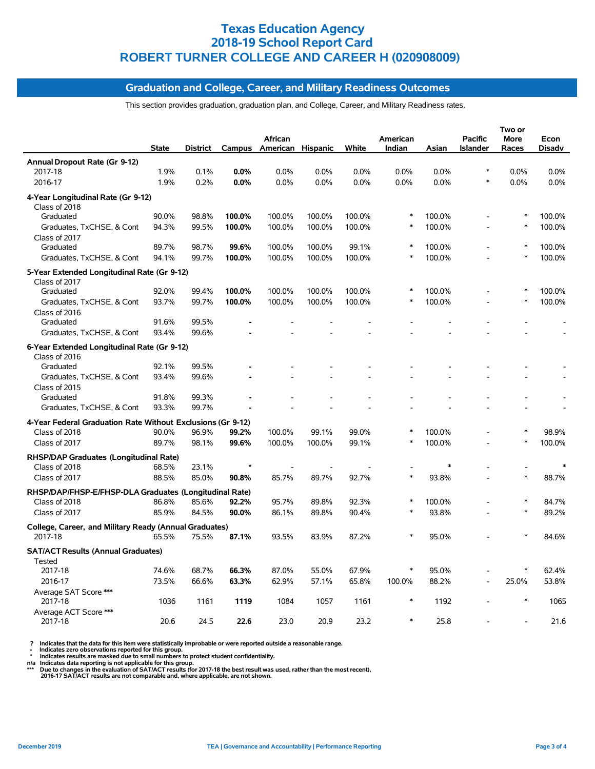# Texas Education Agency
# 2018-19 School Report Card
# ROBERT TURNER COLLEGE AND CAREER H (020908009)

## Graduation and College, Career, and Military Readiness Outcomes

This section provides graduation, graduation plan, and College, Career, and Military Readiness rates.

| | State | District | Campus | African American | Hispanic | White | American Indian | Asian | Pacific Islander | Two or More Races | Econ Disadv |
|---|---|---|---|---|---|---|---|---|---|---|---|
| **Annual Dropout Rate (Gr 9-12)** | | | | | | | | | | | |
| 2017-18 | 1.9% | 0.1% | **0.0%** | 0.0% | 0.0% | 0.0% | 0.0% | 0.0% | * | 0.0% | 0.0% |
| 2016-17 | 1.9% | 0.2% | **0.0%** | 0.0% | 0.0% | 0.0% | 0.0% | 0.0% | * | 0.0% | 0.0% |
| **4-Year Longitudinal Rate (Gr 9-12)** | | | | | | | | | | | |
| Class of 2018 | | | | | | | | | | | |
| Graduated | 90.0% | 98.8% | **100.0%** | 100.0% | 100.0% | 100.0% | * | 100.0% | - | * | 100.0% |
| Graduates, TxCHSE, & Cont | 94.3% | 99.5% | **100.0%** | 100.0% | 100.0% | 100.0% | * | 100.0% | - | * | 100.0% |
| Class of 2017 | | | | | | | | | | | |
| Graduated | 89.7% | 98.7% | **99.6%** | 100.0% | 100.0% | 99.1% | * | 100.0% | - | * | 100.0% |
| Graduates, TxCHSE, & Cont | 94.1% | 99.7% | **100.0%** | 100.0% | 100.0% | 100.0% | * | 100.0% | - | * | 100.0% |
| **5-Year Extended Longitudinal Rate (Gr 9-12)** | | | | | | | | | | | |
| Class of 2017 | | | | | | | | | | | |
| Graduated | 92.0% | 99.4% | **100.0%** | 100.0% | 100.0% | 100.0% | * | 100.0% | - | * | 100.0% |
| Graduates, TxCHSE, & Cont | 93.7% | 99.7% | **100.0%** | 100.0% | 100.0% | 100.0% | * | 100.0% | - | * | 100.0% |
| Class of 2016 | | | | | | | | | | | |
| Graduated | 91.6% | 99.5% | **-** | - | - | - | - | - | - | - | - |
| Graduates, TxCHSE, & Cont | 93.4% | 99.6% | **-** | - | - | - | - | - | - | - | - |
| **6-Year Extended Longitudinal Rate (Gr 9-12)** | | | | | | | | | | | |
| Class of 2016 | | | | | | | | | | | |
| Graduated | 92.1% | 99.5% | **-** | - | - | - | - | - | - | - | - |
| Graduates, TxCHSE, & Cont | 93.4% | 99.6% | **-** | - | - | - | - | - | - | - | - |
| Class of 2015 | | | | | | | | | | | |
| Graduated | 91.8% | 99.3% | **-** | - | - | - | - | - | - | - | - |
| Graduates, TxCHSE, & Cont | 93.3% | 99.7% | **-** | - | - | - | - | - | - | - | - |
| **4-Year Federal Graduation Rate Without Exclusions (Gr 9-12)** | | | | | | | | | | | |
| Class of 2018 | 90.0% | 96.9% | **99.2%** | 100.0% | 99.1% | 99.0% | * | 100.0% | - | * | 98.9% |
| Class of 2017 | 89.7% | 98.1% | **99.6%** | 100.0% | 100.0% | 99.1% | * | 100.0% | - | * | 100.0% |
| **RHSP/DAP Graduates (Longitudinal Rate)** | | | | | | | | | | | |
| Class of 2018 | 68.5% | 23.1% | ***** | - | - | - | - | * | - | - | * |
| Class of 2017 | 88.5% | 85.0% | **90.8%** | 85.7% | 89.7% | 92.7% | * | 93.8% | - | * | 88.7% |
| **RHSP/DAP/FHSP-E/FHSP-DLA Graduates (Longitudinal Rate)** | | | | | | | | | | | |
| Class of 2018 | 86.8% | 85.6% | **92.2%** | 95.7% | 89.8% | 92.3% | * | 100.0% | - | * | 84.7% |
| Class of 2017 | 85.9% | 84.5% | **90.0%** | 86.1% | 89.8% | 90.4% | * | 93.8% | - | * | 89.2% |
| **College, Career, and Military Ready (Annual Graduates)** | | | | | | | | | | | |
| 2017-18 | 65.5% | 75.5% | **87.1%** | 93.5% | 83.9% | 87.2% | * | 95.0% | - | * | 84.6% |
| **SAT/ACT Results (Annual Graduates)** | | | | | | | | | | | |
| Tested | | | | | | | | | | | |
| 2017-18 | 74.6% | 68.7% | **66.3%** | 87.0% | 55.0% | 67.9% | * | 95.0% | - | * | 62.4% |
| 2016-17 | 73.5% | 66.6% | **63.3%** | 62.9% | 57.1% | 65.8% | 100.0% | 88.2% | - | 25.0% | 53.8% |
| Average SAT Score *** | | | | | | | | | | | |
| 2017-18 | 1036 | 1161 | **1119** | 1084 | 1057 | 1161 | * | 1192 | - | * | 1065 |
| Average ACT Score *** | | | | | | | | | | | |
| 2017-18 | 20.6 | 24.5 | **22.6** | 23.0 | 20.9 | 23.2 | * | 25.8 | - | - | 21.6 |

? Indicates that the data for this item were statistically improbable or were reported outside a reasonable range.
- Indicates zero observations reported for this group.
* Indicates results are masked due to small numbers to protect student confidentiality.
n/a Indicates data reporting is not applicable for this group.
*** Due to changes in the evaluation of SAT/ACT results (for 2017-18 the best result was used, rather than the most recent), 2016-17 SAT/ACT results are not comparable and, where applicable, are not shown.